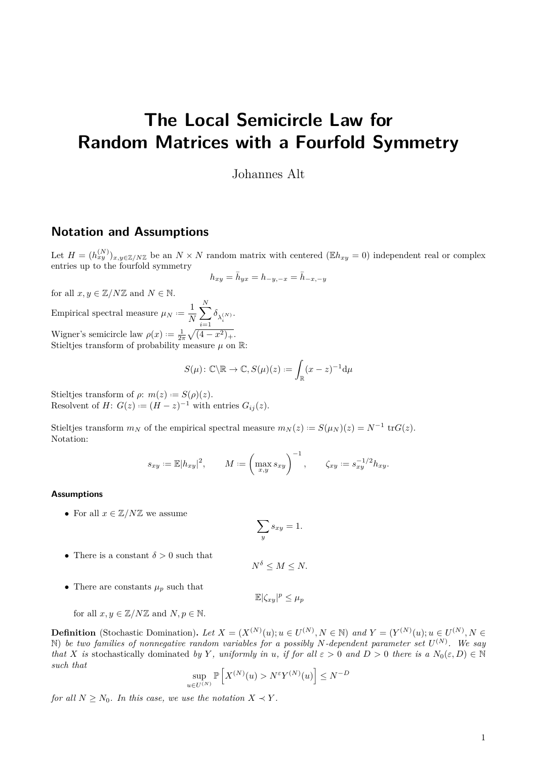# The Local Semicircle Law for Random Matrices with a Fourfold Symmetry

Johannes Alt

## Notation and Assumptions

Let $H = (h_{xy}^{(N)})_{x,y \in \mathbb{Z}/N\mathbb{Z}}$ be an $N \times N$ random matrix with centered ($\mathbb{E}h_{xy} = 0$) independent real or complex entries up to the fourfold symmetry

$$h_{xy} = \bar{h}_{yx} = h_{-y,-x} = \bar{h}_{-x,-y}$$

for all $x, y \in \mathbb{Z}/N\mathbb{Z}$ and $N \in \mathbb{N}$.

Empirical spectral measure $\mu_N := \frac{1}{N}\sum_{i=1}^{N} \delta_{\lambda_i^{(N)}}$.

Wigner's semicircle law $\rho(x) := \frac{1}{2\pi}\sqrt{(4-x^2)_+}$.

Stieltjes transform of probability measure $\mu$ on $\mathbb{R}$:

$$S(\mu)\colon \mathbb{C}\backslash\mathbb{R} \to \mathbb{C}, S(\mu)(z) := \int_{\mathbb{R}} (x-z)^{-1} \mathrm{d}\mu$$

Stieltjes transform of $\rho$: $m(z) := S(\rho)(z)$.

Resolvent of $H$: $G(z) := (H-z)^{-1}$ with entries $G_{ij}(z)$.

Stieltjes transform $m_N$ of the empirical spectral measure $m_N(z) := S(\mu_N)(z) = N^{-1}\,\mathrm{tr}G(z)$.

Notation:

$$s_{xy} := \mathbb{E}|h_{xy}|^2, \qquad M := \left(\max_{x,y} s_{xy}\right)^{-1}, \qquad \zeta_{xy} := s_{xy}^{-1/2} h_{xy}.$$

#### Assumptions

- For all $x \in \mathbb{Z}/N\mathbb{Z}$ we assume
$$\sum_y s_{xy} = 1.$$
- There is a constant $\delta > 0$ such that
$$N^\delta \leq M \leq N.$$
- There are constants $\mu_p$ such that
$$\mathbb{E}|\zeta_{xy}|^p \leq \mu_p$$
for all $x, y \in \mathbb{Z}/N\mathbb{Z}$ and $N, p \in \mathbb{N}$.

**Definition** (Stochastic Domination)**.** *Let $X = (X^{(N)}(u); u \in U^{(N)}, N \in \mathbb{N})$ and $Y = (Y^{(N)}(u); u \in U^{(N)}, N \in \mathbb{N})$ be two families of nonnegative random variables for a possibly $N$-dependent parameter set $U^{(N)}$. We say that $X$ is* stochastically dominated *by $Y$, uniformly in $u$, if for all $\varepsilon > 0$ and $D > 0$ there is a $N_0(\varepsilon, D) \in \mathbb{N}$ such that*

$$\sup_{u \in U^{(N)}} \mathbb{P}\left[X^{(N)}(u) > N^\varepsilon Y^{(N)}(u)\right] \leq N^{-D}$$

*for all $N \geq N_0$. In this case, we use the notation $X \prec Y$.*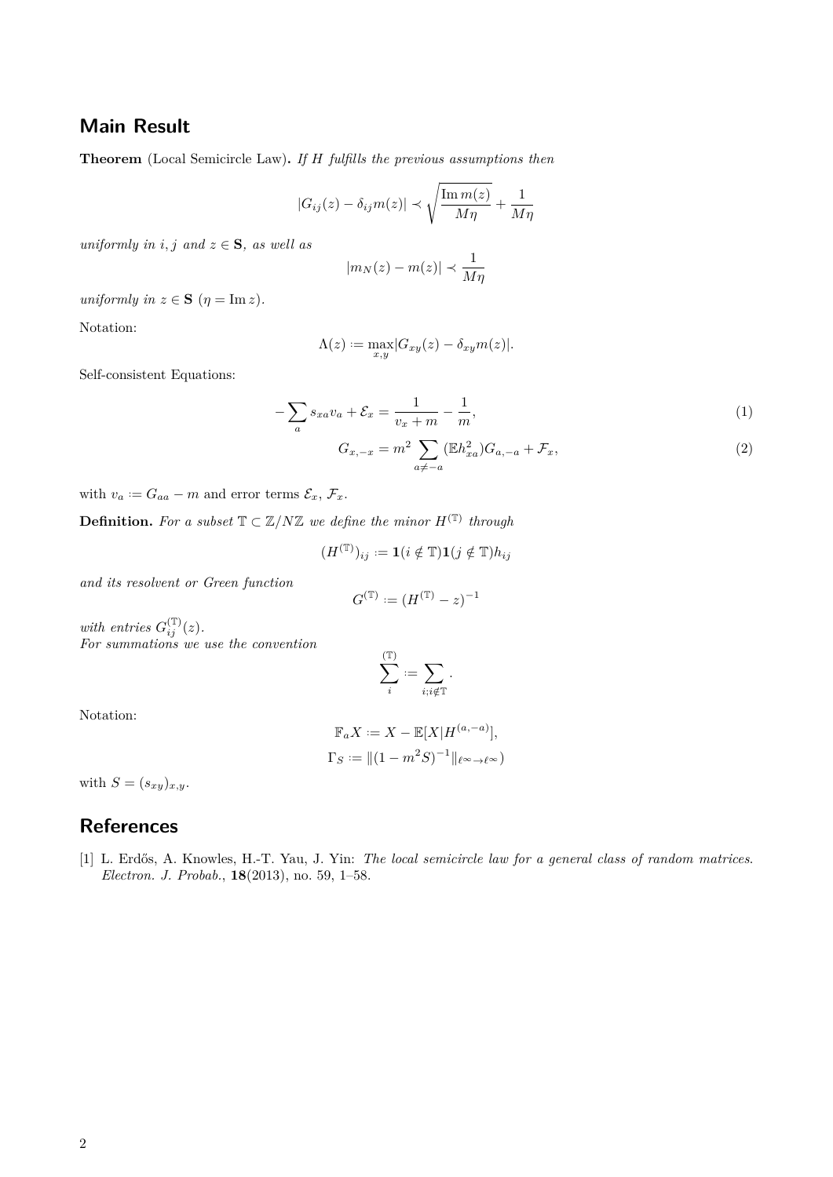## Main Result

**Theorem** (Local Semicircle Law)**.** *If $H$ fulfills the previous assumptions then*

$$|G_{ij}(z) - \delta_{ij} m(z)| \prec \sqrt{\frac{\operatorname{Im} m(z)}{M\eta}} + \frac{1}{M\eta}$$

*uniformly in $i, j$ and $z \in \mathbf{S}$, as well as*

$$|m_N(z) - m(z)| \prec \frac{1}{M\eta}$$

*uniformly in $z \in \mathbf{S}$ ($\eta = \operatorname{Im} z$).*

Notation:

$$\Lambda(z) := \max_{x,y} |G_{xy}(z) - \delta_{xy} m(z)|.$$

Self-consistent Equations:

$$-\sum_a s_{xa} v_a + \mathcal{E}_x = \frac{1}{v_x + m} - \frac{1}{m}, \tag{1}$$

$$G_{x,-x} = m^2 \sum_{a \neq -a} (\mathbb{E} h_{xa}^2) G_{a,-a} + \mathcal{F}_x, \tag{2}$$

with $v_a := G_{aa} - m$ and error terms $\mathcal{E}_x$, $\mathcal{F}_x$.

**Definition.** *For a subset $\mathbb{T} \subset \mathbb{Z}/N\mathbb{Z}$ we define the minor $H^{(\mathbb{T})}$ through*

$$(H^{(\mathbb{T})})_{ij} := \mathbf{1}(i \notin \mathbb{T}) \mathbf{1}(j \notin \mathbb{T}) h_{ij}$$

*and its resolvent or Green function*

$$G^{(\mathbb{T})} := (H^{(\mathbb{T})} - z)^{-1}$$

*with entries $G_{ij}^{(\mathbb{T})}(z)$.*
*For summations we use the convention*

$$\sum_i^{(\mathbb{T})} := \sum_{i; i \notin \mathbb{T}}.$$

Notation:

$$\mathbb{F}_a X := X - \mathbb{E}[X | H^{(a,-a)}],$$

$$\Gamma_S := \|(1 - m^2 S)^{-1}\|_{\ell^\infty \to \ell^\infty})$$

with $S = (s_{xy})_{x,y}$.

## References

[1] L. Erdős, A. Knowles, H.-T. Yau, J. Yin: *The local semicircle law for a general class of random matrices*. *Electron. J. Probab.*, **18**(2013), no. 59, 1–58.